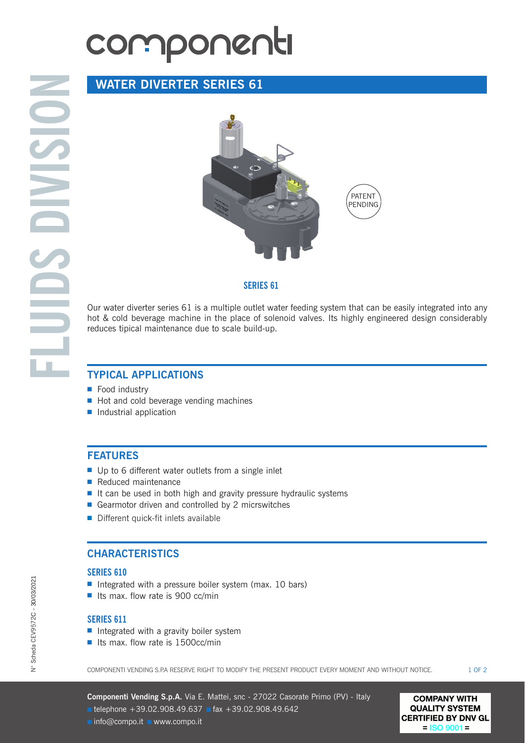# componenti

## WATER DIVERTER SERIES 61

PATENT PENDING

**SERIES 61**

Our water diverter series 61 is a multiple outlet water feeding system that can be easily integrated into any hot & cold beverage machine in the place of solenoid valves. Its highly engineered design considerably reduces tipical maintenance due to scale build-up.

## TYPICAL APPLICATIONS

- Food industry
- Hot and cold beverage vending machines
- Industrial application

## FEATURES

- Up to 6 different water outlets from a single inlet
- Reduced maintenance
- It can be used in both high and gravity pressure hydraulic systems
- Gearmotor driven and controlled by 2 micrswitches
- Different quick-fit inlets available

## CHARACTERISTICS

### SERIES 610

- Integrated with a pressure boiler system (max. 10 bars)
- Its max. flow rate is 900 cc/min

### SERIES 611

- Integrated with a gravity boiler system
- Its max. flow rate is 1500cc/min

COMPONENTI VENDING S.P.A RESERVE RIGHT TO MODIFY THE PRESENT PRODUCT EVERY MOMENT AND WITHOUT NOTICE.

**Componenti Vending S.p.A.** Via E. Mattei, snc - 27022 Casorate Primo (PV) - Italy
telephone +39.02.908.49.637 fax +39.02.908.49.642
info@compo.it www.compo.it

**COMPANY WITH QUALITY SYSTEM CERTIFIED BY DNV GL = ISO 9001 =**

N° Scheda CEV9572C - 30/03/2021

FLUIDS DIVISION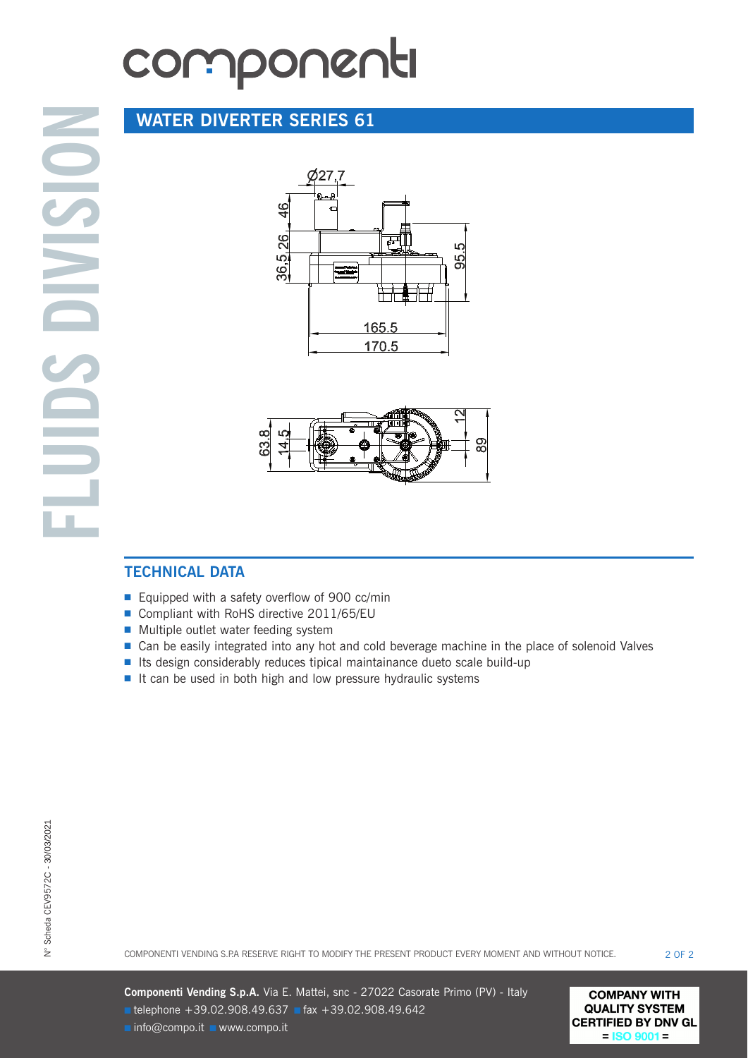# componenti

FLUIDS DIVISION

## WATER DIVERTER SERIES 61

Ø27,7
46
26
36,5
95.5
165.5
170.5

63.8
14.5
12
89

## TECHNICAL DATA

- Equipped with a safety overflow of 900 cc/min
- Compliant with RoHS directive 2011/65/EU
- Multiple outlet water feeding system
- Can be easily integrated into any hot and cold beverage machine in the place of solenoid Valves
- Its design considerably reduces tipical maintainance dueto scale build-up
- It can be used in both high and low pressure hydraulic systems

N° Scheda CEV9572C - 30/03/2021

COMPONENTI VENDING S.P.A RESERVE RIGHT TO MODIFY THE PRESENT PRODUCT EVERY MOMENT AND WITHOUT NOTICE.

**Componenti Vending S.p.A.** Via E. Mattei, snc - 27022 Casorate Primo (PV) - Italy
telephone +39.02.908.49.637 fax +39.02.908.49.642
info@compo.it www.compo.it

COMPANY WITH QUALITY SYSTEM CERTIFIED BY DNV GL = ISO 9001 =